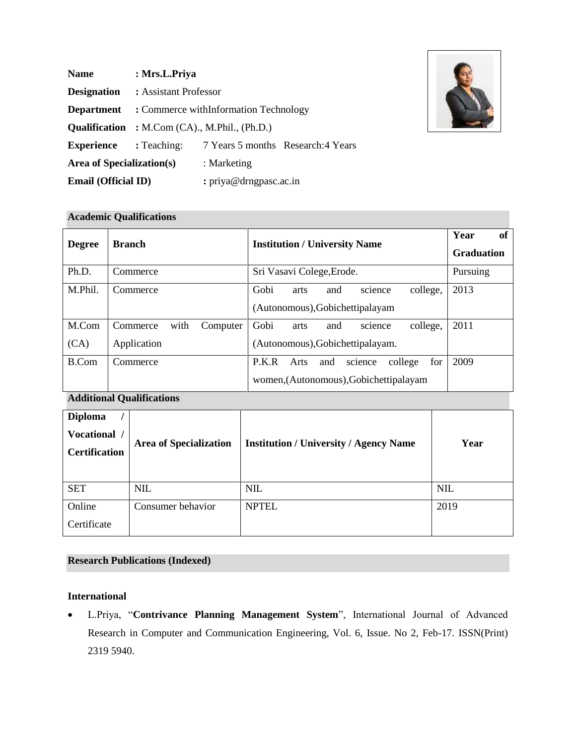**Name** : **Mrs.L.Priya**

**Designation** : Assistant Professor

**Department** : Commerce withInformation Technology

**Qualification** : M.Com (CA)., M.Phil., (Ph.D.)

**Experience** : Teaching: 7 Years 5 months Research:4 Years

**Area of Specialization(s)** : Marketing

**Email (Official ID)** : priya@drngpasc.ac.in

## Academic Qualifications

| Degree | Branch | Institution / University Name | Year of Graduation |
|---|---|---|---|
| Ph.D. | Commerce | Sri Vasavi Colege,Erode. | Pursuing |
| M.Phil. | Commerce | Gobi arts and science college, (Autonomous),Gobichettipalayam | 2013 |
| M.Com (CA) | Commerce with Computer Application | Gobi arts and science college, (Autonomous),Gobichettipalayam. | 2011 |
| B.Com | Commerce | P.K.R Arts and science college for women,(Autonomous),Gobichettipalayam | 2009 |

## Additional Qualifications

| Diploma / Vocational / Certification | Area of Specialization | Institution / University / Agency Name | Year |
|---|---|---|---|
| SET | NIL | NIL | NIL |
| Online Certificate | Consumer behavior | NPTEL | 2019 |

## Research Publications (Indexed)

### International

- L.Priya, "**Contrivance Planning Management System**", International Journal of Advanced Research in Computer and Communication Engineering, Vol. 6, Issue. No 2, Feb-17. ISSN(Print) 2319 5940.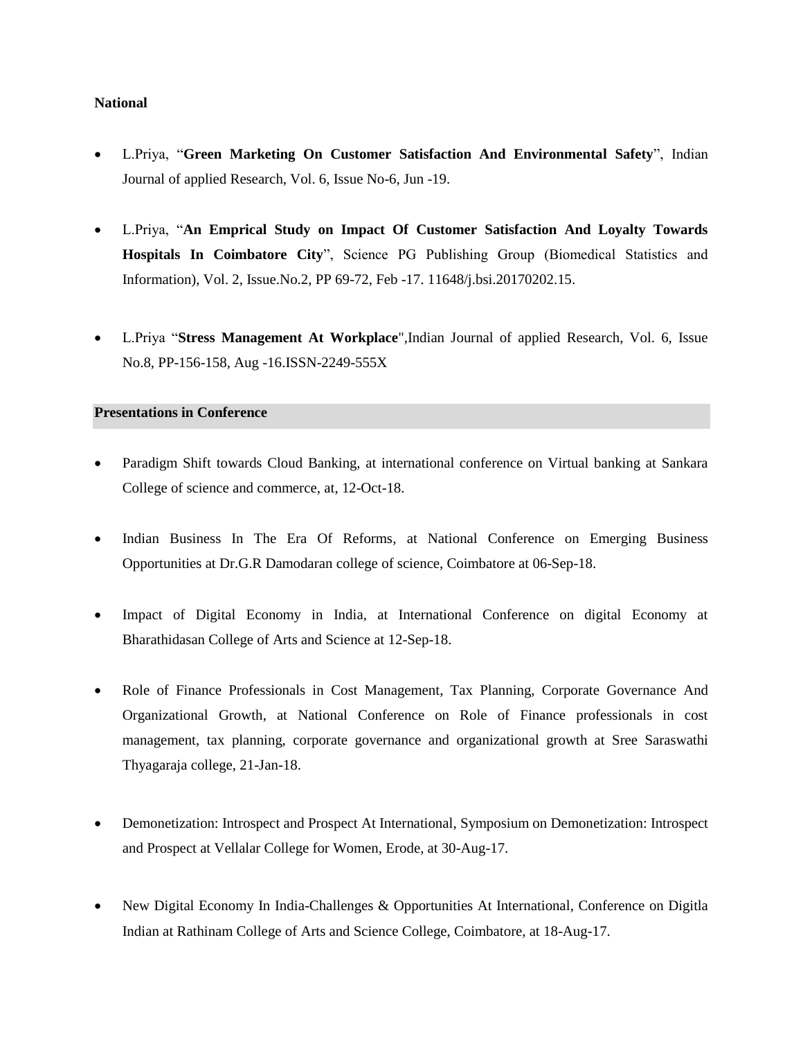**National**

- L.Priya, "**Green Marketing On Customer Satisfaction And Environmental Safety**", Indian Journal of applied Research, Vol. 6, Issue No-6, Jun -19.

- L.Priya, "**An Emprical Study on Impact Of Customer Satisfaction And Loyalty Towards Hospitals In Coimbatore City**", Science PG Publishing Group (Biomedical Statistics and Information), Vol. 2, Issue.No.2, PP 69-72, Feb -17. 11648/j.bsi.20170202.15.

- L.Priya "**Stress Management At Workplace**",Indian Journal of applied Research, Vol. 6, Issue No.8, PP-156-158, Aug -16.ISSN-2249-555X

**Presentations in Conference**

- Paradigm Shift towards Cloud Banking, at international conference on Virtual banking at Sankara College of science and commerce, at, 12-Oct-18.

- Indian Business In The Era Of Reforms, at National Conference on Emerging Business Opportunities at Dr.G.R Damodaran college of science, Coimbatore at 06-Sep-18.

- Impact of Digital Economy in India, at International Conference on digital Economy at Bharathidasan College of Arts and Science at 12-Sep-18.

- Role of Finance Professionals in Cost Management, Tax Planning, Corporate Governance And Organizational Growth, at National Conference on Role of Finance professionals in cost management, tax planning, corporate governance and organizational growth at Sree Saraswathi Thyagaraja college, 21-Jan-18.

- Demonetization: Introspect and Prospect At International, Symposium on Demonetization: Introspect and Prospect at Vellalar College for Women, Erode, at 30-Aug-17.

- New Digital Economy In India-Challenges & Opportunities At International, Conference on Digitla Indian at Rathinam College of Arts and Science College, Coimbatore, at 18-Aug-17.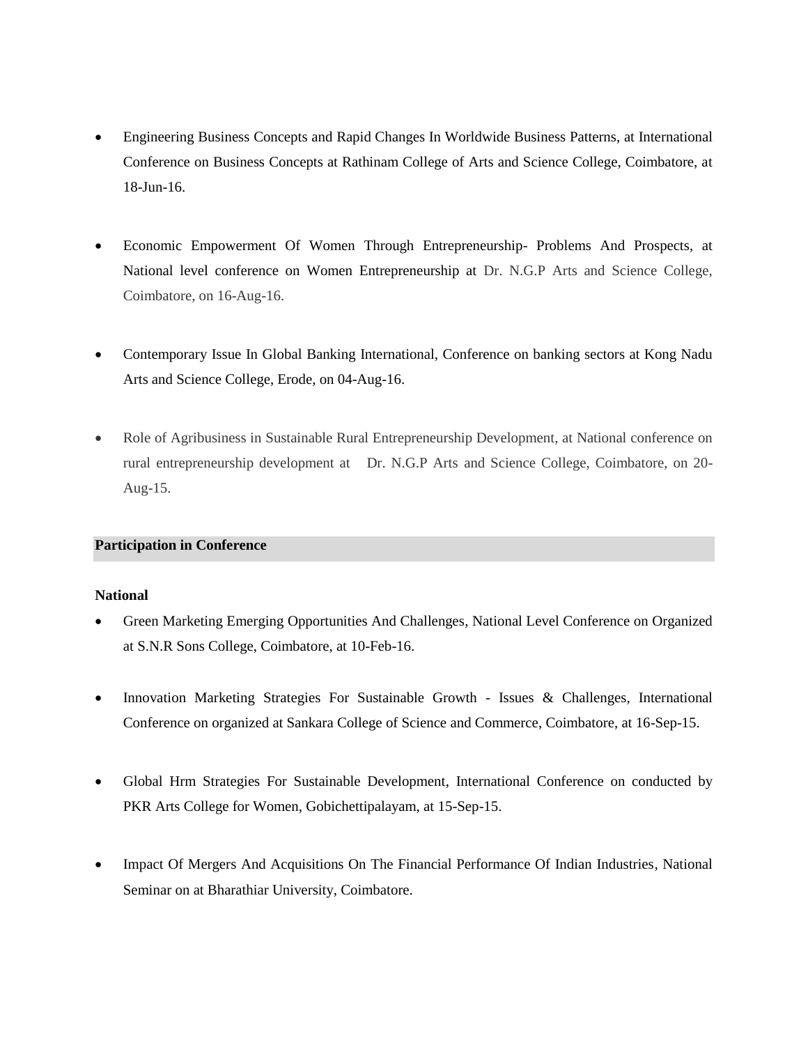- Engineering Business Concepts and Rapid Changes In Worldwide Business Patterns, at International Conference on Business Concepts at Rathinam College of Arts and Science College, Coimbatore, at 18-Jun-16.

- Economic Empowerment Of Women Through Entrepreneurship- Problems And Prospects, at National level conference on Women Entrepreneurship at Dr. N.G.P Arts and Science College, Coimbatore, on 16-Aug-16.

- Contemporary Issue In Global Banking International, Conference on banking sectors at Kong Nadu Arts and Science College, Erode, on 04-Aug-16.

- Role of Agribusiness in Sustainable Rural Entrepreneurship Development, at National conference on rural entrepreneurship development at Dr. N.G.P Arts and Science College, Coimbatore, on 20-Aug-15.

## Participation in Conference

**National**

- Green Marketing Emerging Opportunities And Challenges, National Level Conference on Organized at S.N.R Sons College, Coimbatore, at 10-Feb-16.

- Innovation Marketing Strategies For Sustainable Growth - Issues & Challenges, International Conference on organized at Sankara College of Science and Commerce, Coimbatore, at 16-Sep-15.

- Global Hrm Strategies For Sustainable Development, International Conference on conducted by PKR Arts College for Women, Gobichettipalayam, at 15-Sep-15.

- Impact Of Mergers And Acquisitions On The Financial Performance Of Indian Industries, National Seminar on at Bharathiar University, Coimbatore.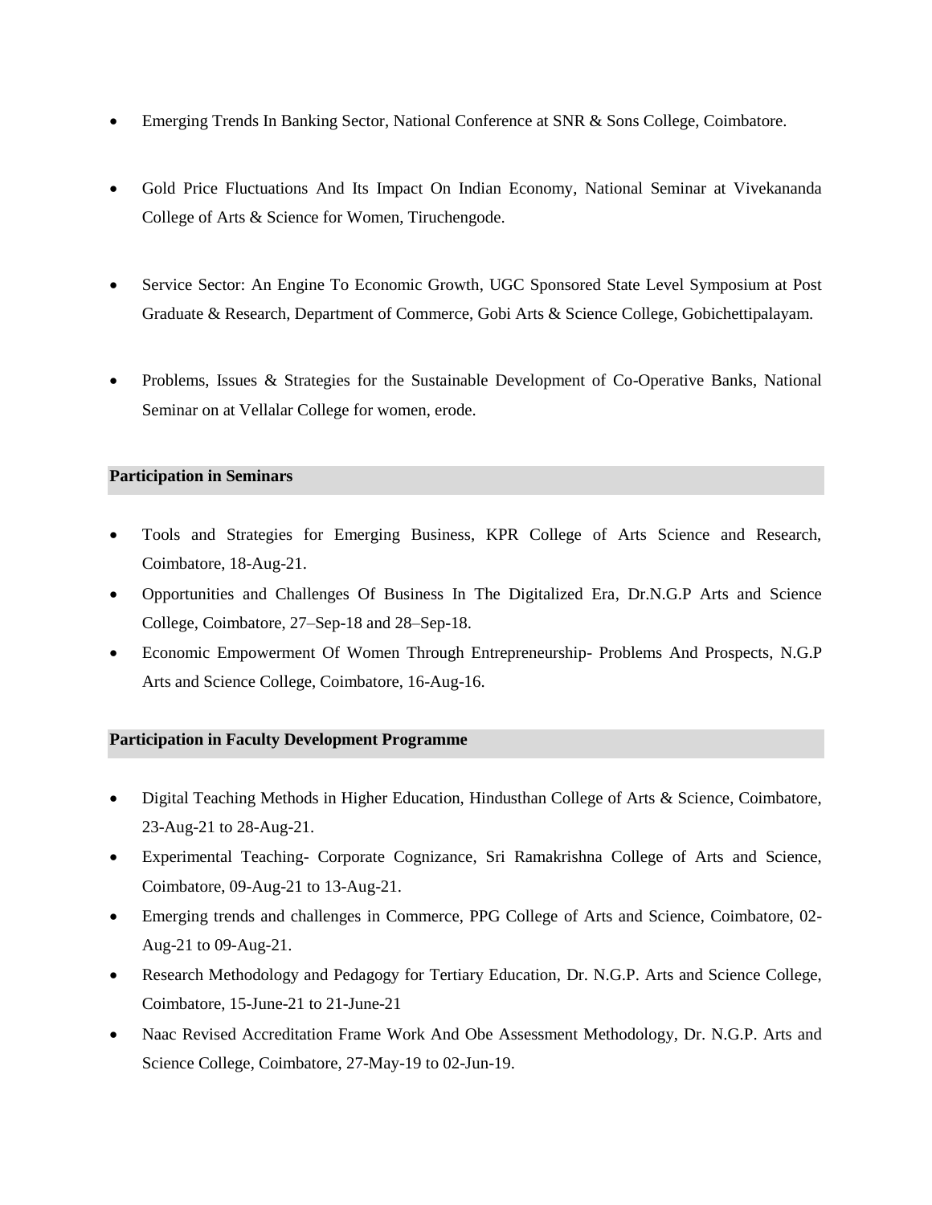- Emerging Trends In Banking Sector, National Conference at SNR & Sons College, Coimbatore.

- Gold Price Fluctuations And Its Impact On Indian Economy, National Seminar at Vivekananda College of Arts & Science for Women, Tiruchengode.

- Service Sector: An Engine To Economic Growth, UGC Sponsored State Level Symposium at Post Graduate & Research, Department of Commerce, Gobi Arts & Science College, Gobichettipalayam.

- Problems, Issues & Strategies for the Sustainable Development of Co-Operative Banks, National Seminar on at Vellalar College for women, erode.

### Participation in Seminars

- Tools and Strategies for Emerging Business, KPR College of Arts Science and Research, Coimbatore, 18-Aug-21.
- Opportunities and Challenges Of Business In The Digitalized Era, Dr.N.G.P Arts and Science College, Coimbatore, 27–Sep-18 and 28–Sep-18.
- Economic Empowerment Of Women Through Entrepreneurship- Problems And Prospects, N.G.P Arts and Science College, Coimbatore, 16-Aug-16.

### Participation in Faculty Development Programme

- Digital Teaching Methods in Higher Education, Hindusthan College of Arts & Science, Coimbatore, 23-Aug-21 to 28-Aug-21.
- Experimental Teaching- Corporate Cognizance, Sri Ramakrishna College of Arts and Science, Coimbatore, 09-Aug-21 to 13-Aug-21.
- Emerging trends and challenges in Commerce, PPG College of Arts and Science, Coimbatore, 02-Aug-21 to 09-Aug-21.
- Research Methodology and Pedagogy for Tertiary Education, Dr. N.G.P. Arts and Science College, Coimbatore, 15-June-21 to 21-June-21
- Naac Revised Accreditation Frame Work And Obe Assessment Methodology, Dr. N.G.P. Arts and Science College, Coimbatore, 27-May-19 to 02-Jun-19.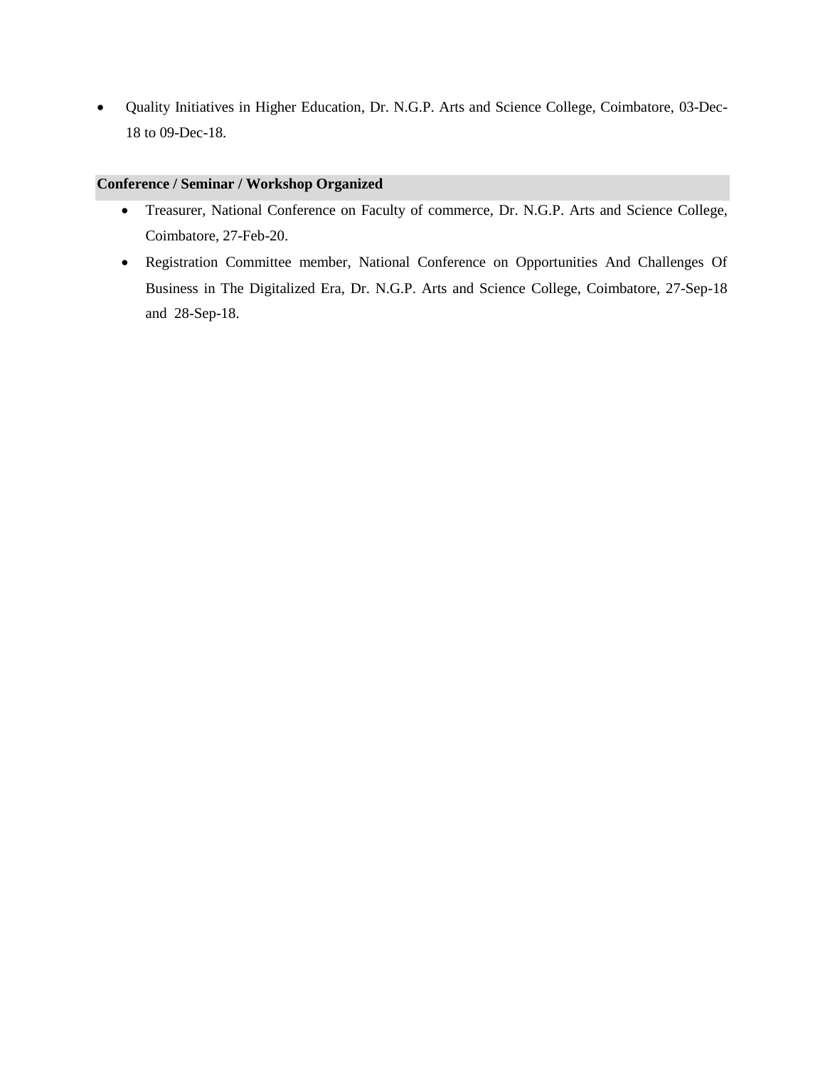- Quality Initiatives in Higher Education, Dr. N.G.P. Arts and Science College, Coimbatore, 03-Dec-18 to 09-Dec-18.

## Conference / Seminar / Workshop Organized

- Treasurer, National Conference on Faculty of commerce, Dr. N.G.P. Arts and Science College, Coimbatore, 27-Feb-20.
- Registration Committee member, National Conference on Opportunities And Challenges Of Business in The Digitalized Era, Dr. N.G.P. Arts and Science College, Coimbatore, 27-Sep-18 and 28-Sep-18.